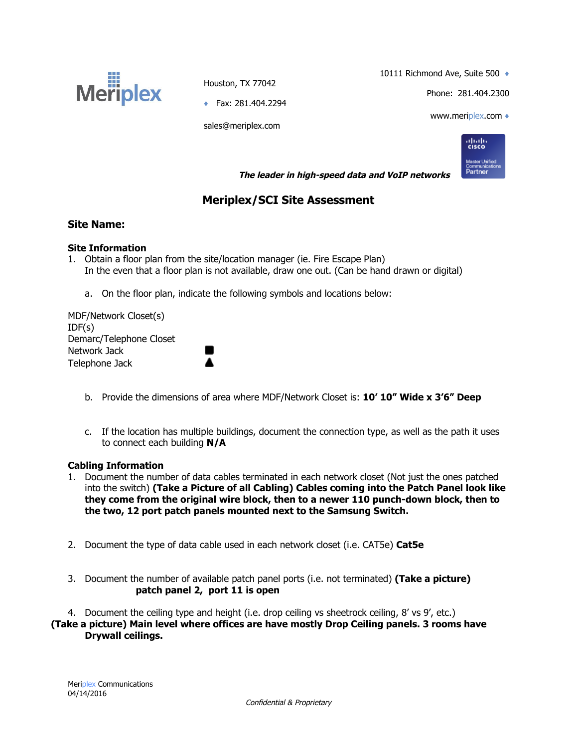Meriplex

Houston, TX 77042

♦ Fax: 281.404.2294

sales@meriplex.com

10111 Richmond Ave, Suite 500 ♦

Phone: 281.404.2300

www.meriplex.com ♦

Cisco Master Unified Communications Partner

***The leader in high-speed data and VoIP networks***

## Meriplex/SCI Site Assessment

### Site Name:

### Site Information

1. Obtain a floor plan from the site/location manager (ie. Fire Escape Plan)
   In the even that a floor plan is not available, draw one out. (Can be hand drawn or digital)

   a. On the floor plan, indicate the following symbols and locations below:

MDF/Network Closet(s)
IDF(s)
Demarc/Telephone Closet
Network Jack ■
Telephone Jack ▲

   b. Provide the dimensions of area where MDF/Network Closet is: **10' 10" Wide x 3'6" Deep**

   c. If the location has multiple buildings, document the connection type, as well as the path it uses to connect each building **N/A**

### Cabling Information

1. Document the number of data cables terminated in each network closet (Not just the ones patched into the switch) **(Take a Picture of all Cabling) Cables coming into the Patch Panel look like they come from the original wire block, then to a newer 110 punch-down block, then to the two, 12 port patch panels mounted next to the Samsung Switch.**

2. Document the type of data cable used in each network closet (i.e. CAT5e) **Cat5e**

3. Document the number of available patch panel ports (i.e. not terminated) **(Take a picture)**
   **patch panel 2, port 11 is open**

4. Document the ceiling type and height (i.e. drop ceiling vs sheetrock ceiling, 8' vs 9', etc.)
**(Take a picture) Main level where offices are have mostly Drop Ceiling panels. 3 rooms have Drywall ceilings.**

Meriplex Communications
04/14/2016

*Confidential & Proprietary*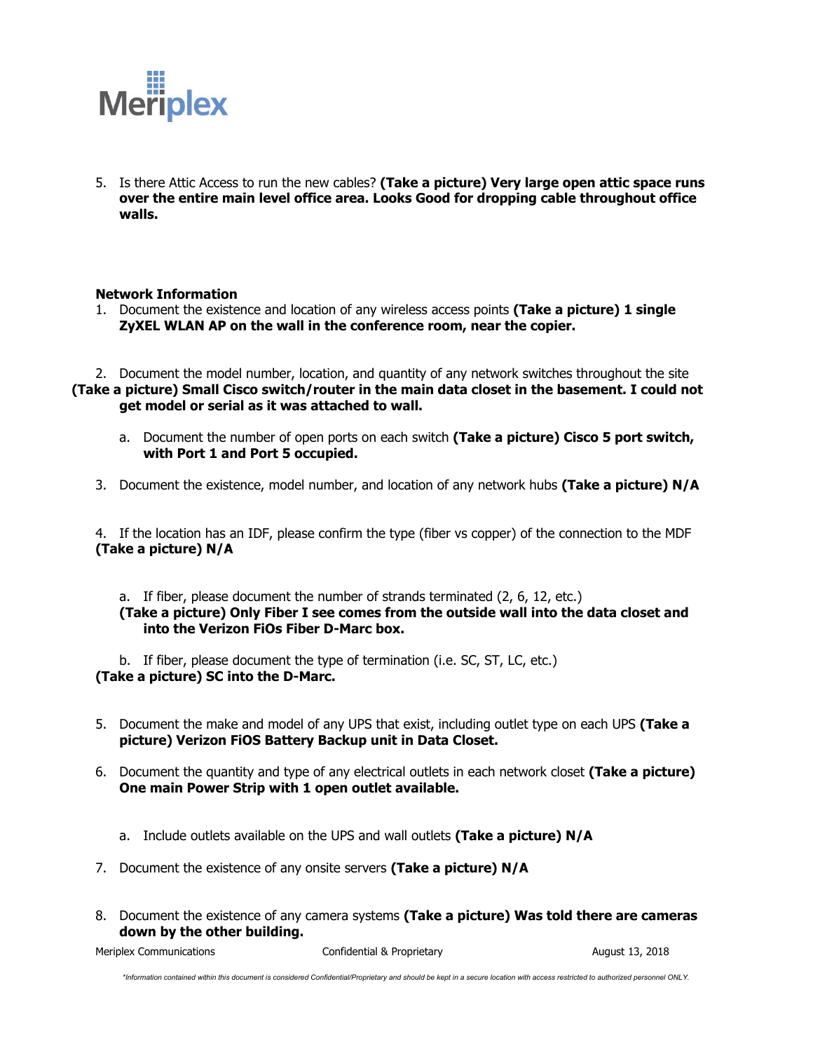5. Is there Attic Access to run the new cables? **(Take a picture) Very large open attic space runs over the entire main level office area. Looks Good for dropping cable throughout office walls.**

**Network Information**

1. Document the existence and location of any wireless access points **(Take a picture) 1 single ZyXEL WLAN AP on the wall in the conference room, near the copier.**

2. Document the model number, location, and quantity of any network switches throughout the site **(Take a picture) Small Cisco switch/router in the main data closet in the basement. I could not get model or serial as it was attached to wall.**

   a. Document the number of open ports on each switch **(Take a picture) Cisco 5 port switch, with Port 1 and Port 5 occupied.**

3. Document the existence, model number, and location of any network hubs **(Take a picture) N/A**

4. If the location has an IDF, please confirm the type (fiber vs copper) of the connection to the MDF **(Take a picture) N/A**

   a. If fiber, please document the number of strands terminated (2, 6, 12, etc.) **(Take a picture) Only Fiber I see comes from the outside wall into the data closet and into the Verizon FiOs Fiber D-Marc box.**

   b. If fiber, please document the type of termination (i.e. SC, ST, LC, etc.) **(Take a picture) SC into the D-Marc.**

5. Document the make and model of any UPS that exist, including outlet type on each UPS **(Take a picture) Verizon FiOS Battery Backup unit in Data Closet.**

6. Document the quantity and type of any electrical outlets in each network closet **(Take a picture) One main Power Strip with 1 open outlet available.**

   a. Include outlets available on the UPS and wall outlets **(Take a picture) N/A**

7. Document the existence of any onsite servers **(Take a picture) N/A**

8. Document the existence of any camera systems **(Take a picture) Was told there are cameras down by the other building.**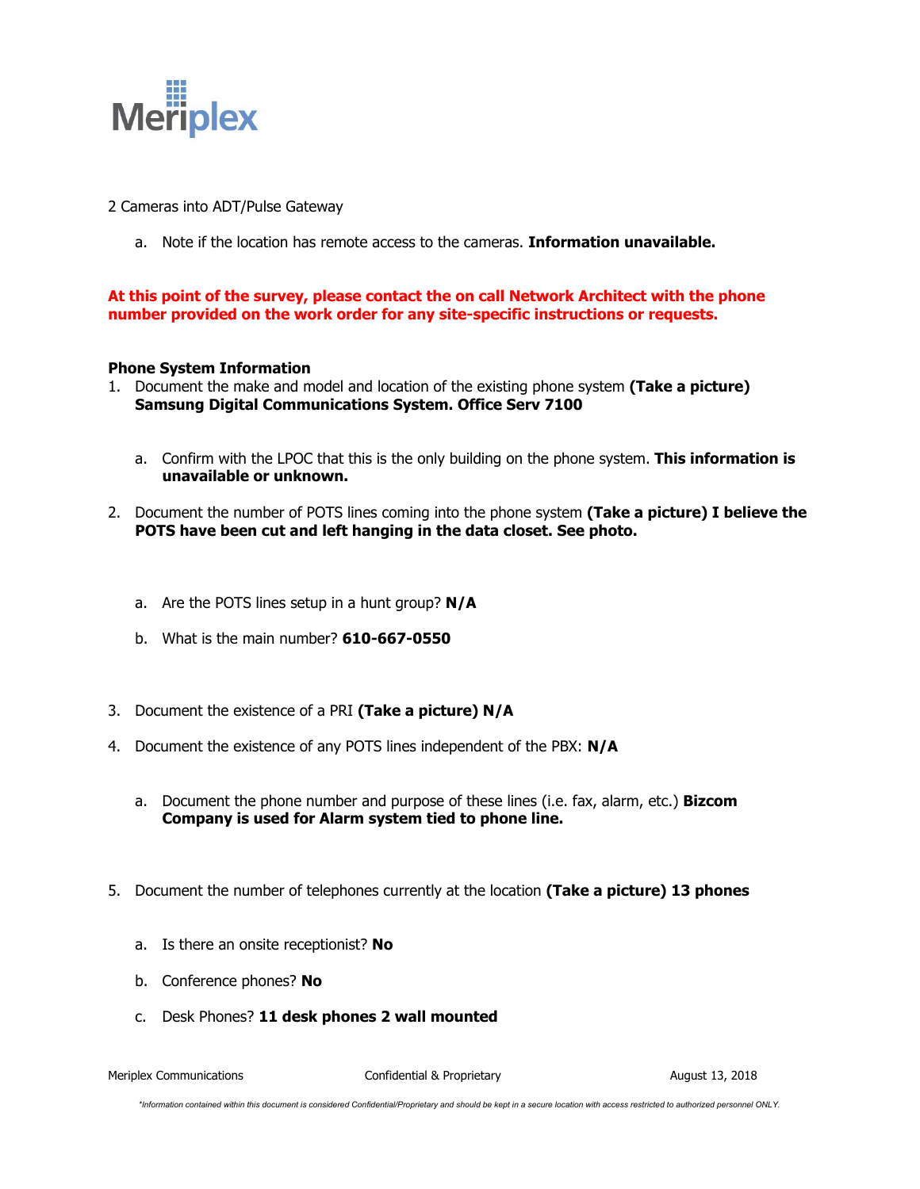2 Cameras into ADT/Pulse Gateway

a. Note if the location has remote access to the cameras. **Information unavailable.**

**At this point of the survey, please contact the on call Network Architect with the phone number provided on the work order for any site-specific instructions or requests.**

**Phone System Information**

1. Document the make and model and location of the existing phone system **(Take a picture) Samsung Digital Communications System. Office Serv 7100**

   a. Confirm with the LPOC that this is the only building on the phone system. **This information is unavailable or unknown.**

2. Document the number of POTS lines coming into the phone system **(Take a picture) I believe the POTS have been cut and left hanging in the data closet. See photo.**

   a. Are the POTS lines setup in a hunt group? **N/A**

   b. What is the main number? **610-667-0550**

3. Document the existence of a PRI **(Take a picture) N/A**

4. Document the existence of any POTS lines independent of the PBX: **N/A**

   a. Document the phone number and purpose of these lines (i.e. fax, alarm, etc.) **Bizcom Company is used for Alarm system tied to phone line.**

5. Document the number of telephones currently at the location **(Take a picture) 13 phones**

   a. Is there an onsite receptionist? **No**

   b. Conference phones? **No**

   c. Desk Phones? **11 desk phones 2 wall mounted**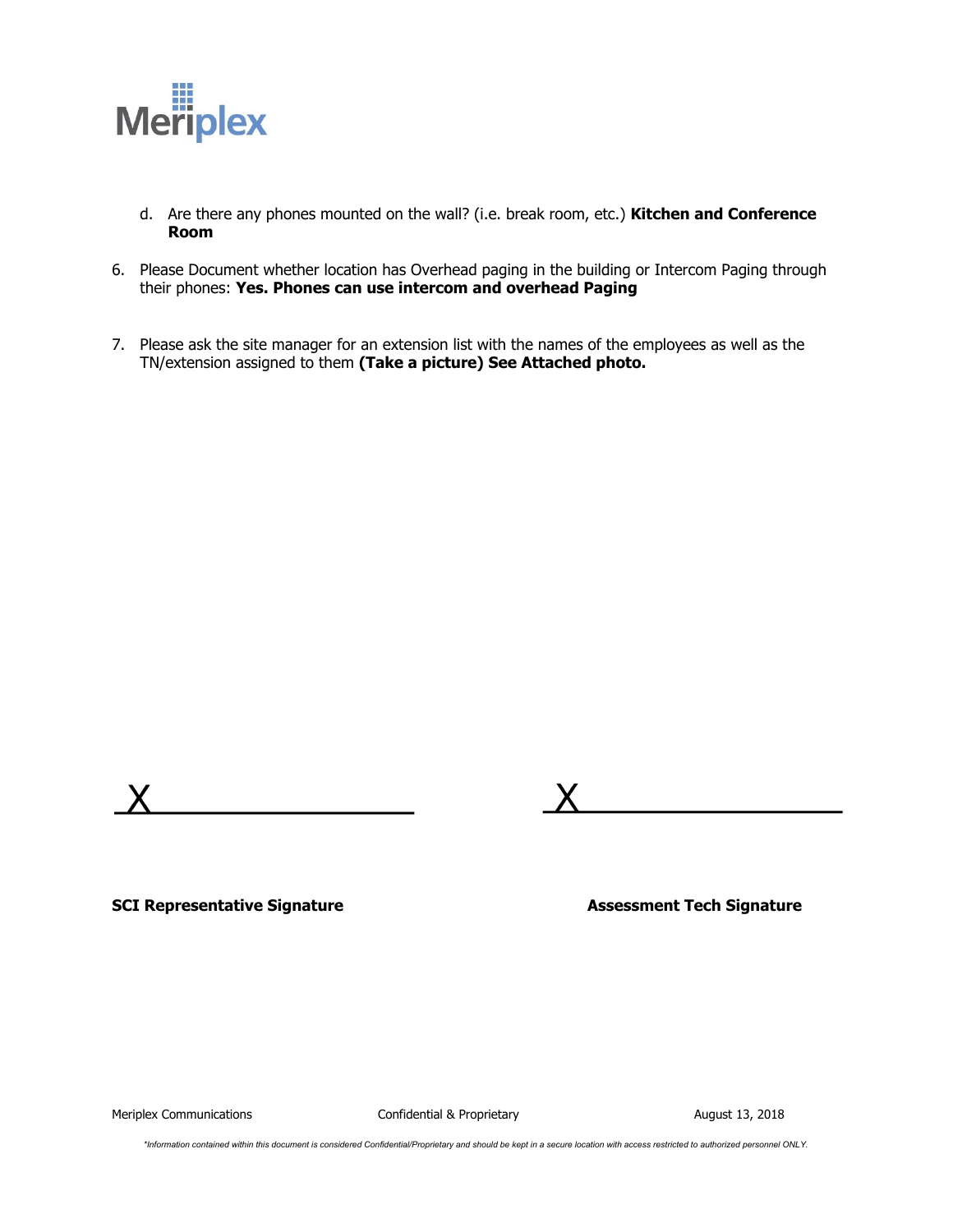d. Are there any phones mounted on the wall? (i.e. break room, etc.) **Kitchen and Conference Room**

6. Please Document whether location has Overhead paging in the building or Intercom Paging through their phones: **Yes. Phones can use intercom and overhead Paging**

7. Please ask the site manager for an extension list with the names of the employees as well as the TN/extension assigned to them **(Take a picture) See Attached photo.**

X______________________

**SCI Representative Signature**

X______________________

**Assessment Tech Signature**

*Information contained within this document is considered Confidential/Proprietary and should be kept in a secure location with access restricted to authorized personnel ONLY.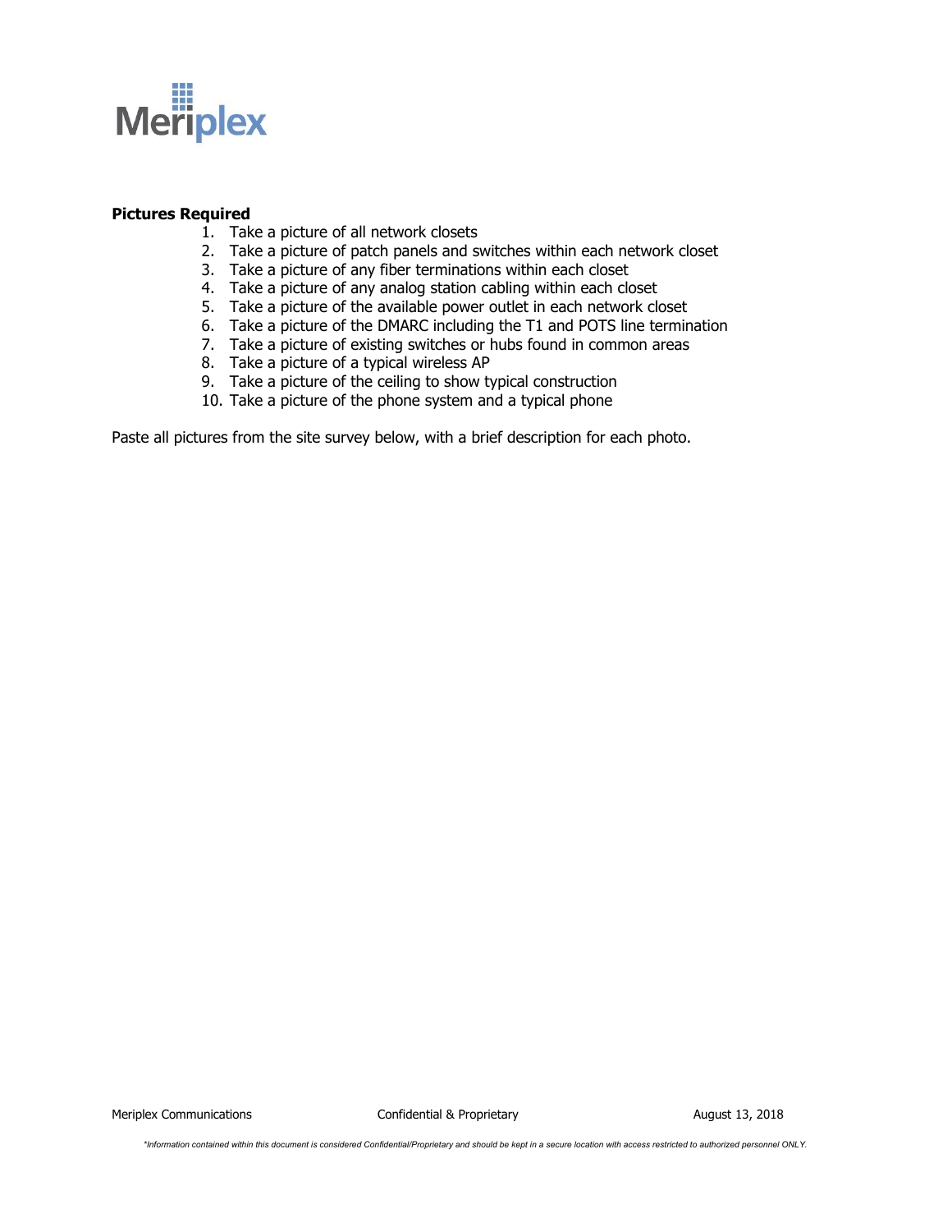**Pictures Required**

1. Take a picture of all network closets
2. Take a picture of patch panels and switches within each network closet
3. Take a picture of any fiber terminations within each closet
4. Take a picture of any analog station cabling within each closet
5. Take a picture of the available power outlet in each network closet
6. Take a picture of the DMARC including the T1 and POTS line termination
7. Take a picture of existing switches or hubs found in common areas
8. Take a picture of a typical wireless AP
9. Take a picture of the ceiling to show typical construction
10. Take a picture of the phone system and a typical phone

Paste all pictures from the site survey below, with a brief description for each photo.